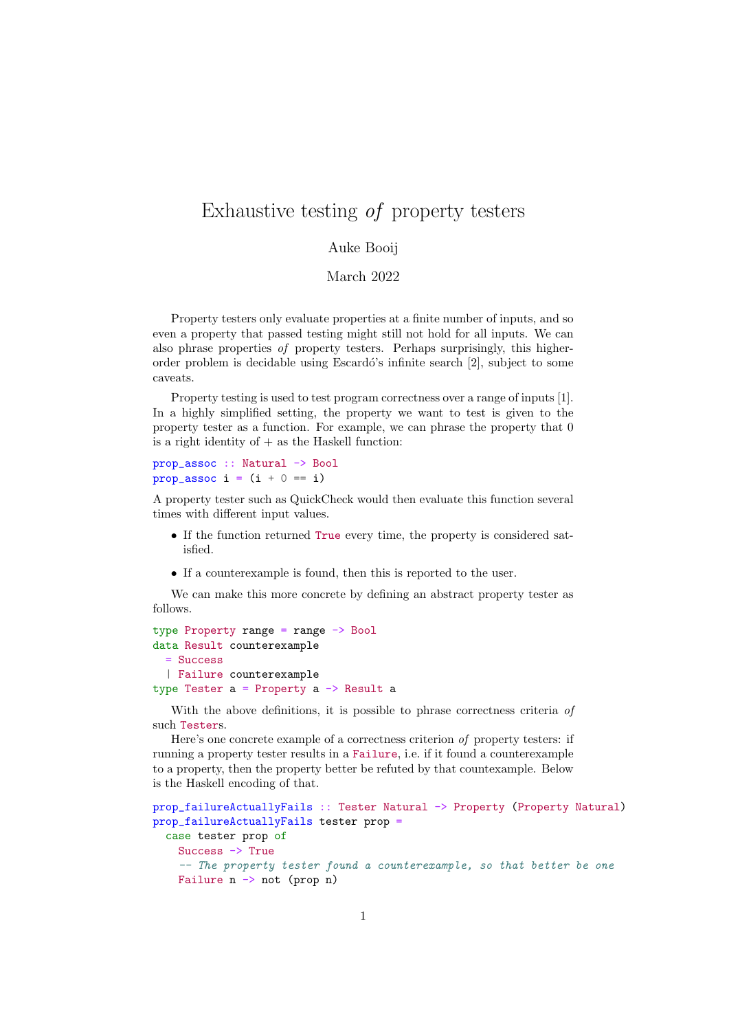# Exhaustive testing *of* property testers

Auke Booij

March 2022

Property testers only evaluate properties at a finite number of inputs, and so even a property that passed testing might still not hold for all inputs. We can also phrase properties *of* property testers. Perhaps surprisingly, this higher-order problem is decidable using Escardó's infinite search [2], subject to some caveats.

Property testing is used to test program correctness over a range of inputs [1]. In a highly simplified setting, the property we want to test is given to the property tester as a function. For example, we can phrase the property that 0 is a right identity of + as the Haskell function:

```
prop_assoc :: Natural -> Bool
prop_assoc i = (i + 0 == i)
```

A property tester such as QuickCheck would then evaluate this function several times with different input values.

- If the function returned `True` every time, the property is considered satisfied.
- If a counterexample is found, then this is reported to the user.

We can make this more concrete by defining an abstract property tester as follows.

```
type Property range = range -> Bool
data Result counterexample
  = Success
  | Failure counterexample
type Tester a = Property a -> Result a
```

With the above definitions, it is possible to phrase correctness criteria *of* such `Tester`s.

Here's one concrete example of a correctness criterion *of* property testers: if running a property tester results in a `Failure`, i.e. if it found a counterexample to a property, then the property better be refuted by that countexample. Below is the Haskell encoding of that.

```
prop_failureActuallyFails :: Tester Natural -> Property (Property Natural)
prop_failureActuallyFails tester prop =
  case tester prop of
    Success -> True
    -- The property tester found a counterexample, so that better be one
    Failure n -> not (prop n)
```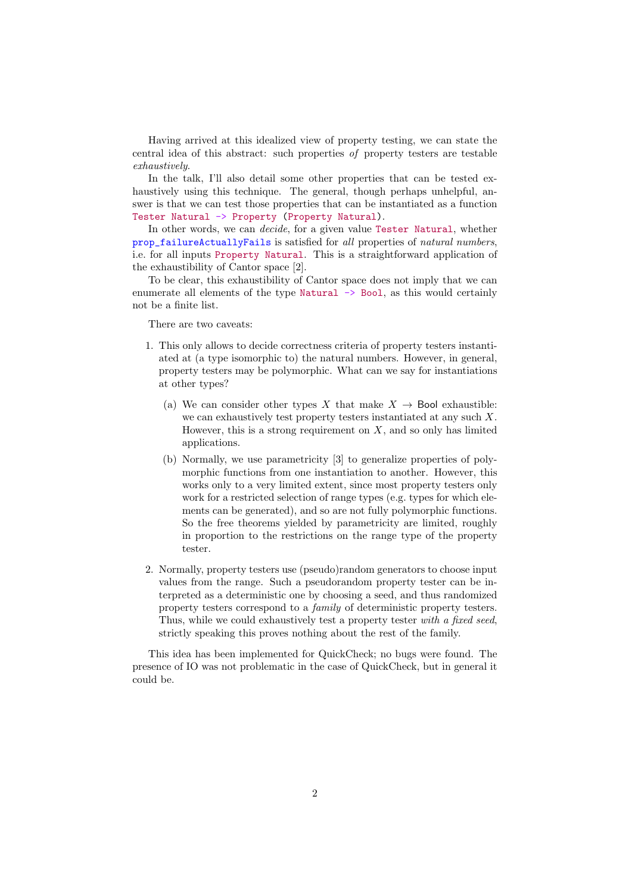Having arrived at this idealized view of property testing, we can state the central idea of this abstract: such properties *of* property testers are testable *exhaustively*.

In the talk, I'll also detail some other properties that can be tested exhaustively using this technique. The general, though perhaps unhelpful, answer is that we can test those properties that can be instantiated as a function `Tester Natural -> Property (Property Natural)`.

In other words, we can *decide*, for a given value `Tester Natural`, whether `prop_failureActuallyFails` is satisfied for *all* properties of *natural numbers*, i.e. for all inputs `Property Natural`. This is a straightforward application of the exhaustibility of Cantor space [2].

To be clear, this exhaustibility of Cantor space does not imply that we can enumerate all elements of the type `Natural -> Bool`, as this would certainly not be a finite list.

There are two caveats:

1. This only allows to decide correctness criteria of property testers instantiated at (a type isomorphic to) the natural numbers. However, in general, property testers may be polymorphic. What can we say for instantiations at other types?
   (a) We can consider other types $X$ that make $X \to \mathsf{Bool}$ exhaustible: we can exhaustively test property testers instantiated at any such $X$. However, this is a strong requirement on $X$, and so only has limited applications.
   (b) Normally, we use parametricity [3] to generalize properties of polymorphic functions from one instantiation to another. However, this works only to a very limited extent, since most property testers only work for a restricted selection of range types (e.g. types for which elements can be generated), and so are not fully polymorphic functions. So the free theorems yielded by parametricity are limited, roughly in proportion to the restrictions on the range type of the property tester.
2. Normally, property testers use (pseudo)random generators to choose input values from the range. Such a pseudorandom property tester can be interpreted as a deterministic one by choosing a seed, and thus randomized property testers correspond to a *family* of deterministic property testers. Thus, while we could exhaustively test a property tester *with a fixed seed*, strictly speaking this proves nothing about the rest of the family.

This idea has been implemented for QuickCheck; no bugs were found. The presence of IO was not problematic in the case of QuickCheck, but in general it could be.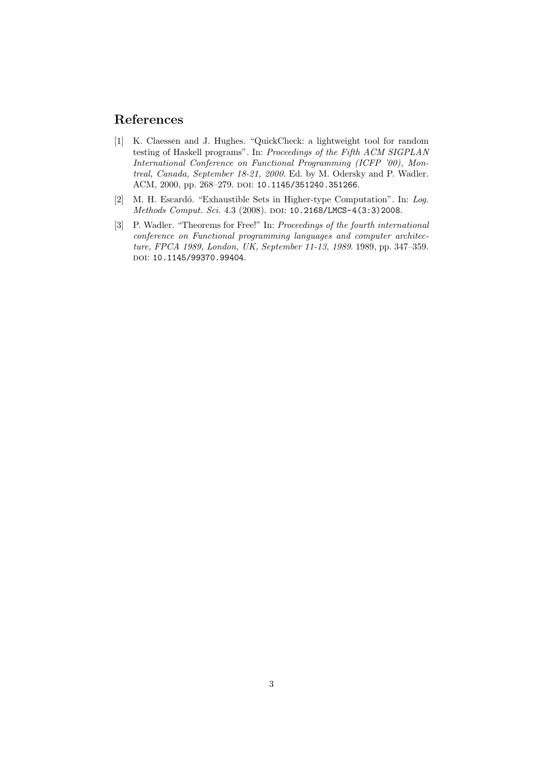## References

[1] K. Claessen and J. Hughes. "QuickCheck: a lightweight tool for random testing of Haskell programs". In: *Proceedings of the Fifth ACM SIGPLAN International Conference on Functional Programming (ICFP '00), Montreal, Canada, September 18-21, 2000*. Ed. by M. Odersky and P. Wadler. ACM, 2000, pp. 268–279. DOI: 10.1145/351240.351266.

[2] M. H. Escardó. "Exhaustible Sets in Higher-type Computation". In: *Log. Methods Comput. Sci.* 4.3 (2008). DOI: 10.2168/LMCS-4(3:3)2008.

[3] P. Wadler. "Theorems for Free!" In: *Proceedings of the fourth international conference on Functional programming languages and computer architecture, FPCA 1989, London, UK, September 11-13, 1989*. 1989, pp. 347–359. DOI: 10.1145/99370.99404.